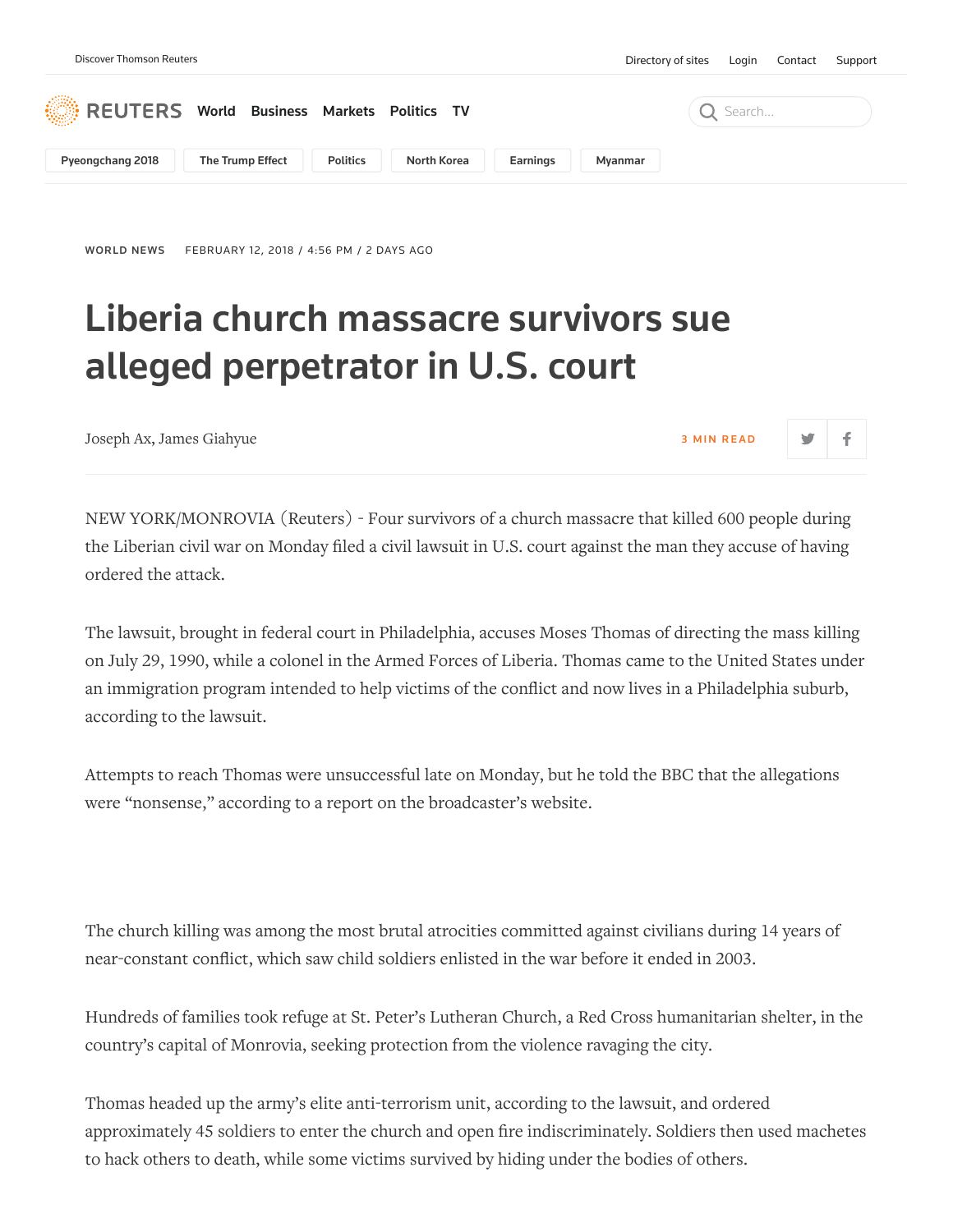WORLD NEWS FEBRUARY 12, 2018 / 4:56 PM / 2 DAYS AGO

# Liberia church massacre survivors sue alleged perpetrator in U.S. court

Joseph Ax, James Giahyue

3 MIN READ

NEW YORK/MONROVIA (Reuters) - Four survivors of a church massacre that killed 600 people during the Liberian civil war on Monday filed a civil lawsuit in U.S. court against the man they accuse of having ordered the attack.

The lawsuit, brought in federal court in Philadelphia, accuses Moses Thomas of directing the mass killing on July 29, 1990, while a colonel in the Armed Forces of Liberia. Thomas came to the United States under an immigration program intended to help victims of the conflict and now lives in a Philadelphia suburb, according to the lawsuit.

Attempts to reach Thomas were unsuccessful late on Monday, but he told the BBC that the allegations were "nonsense," according to a report on the broadcaster's website.

The church killing was among the most brutal atrocities committed against civilians during 14 years of near-constant conflict, which saw child soldiers enlisted in the war before it ended in 2003.

Hundreds of families took refuge at St. Peter's Lutheran Church, a Red Cross humanitarian shelter, in the country's capital of Monrovia, seeking protection from the violence ravaging the city.

Thomas headed up the army's elite anti-terrorism unit, according to the lawsuit, and ordered approximately 45 soldiers to enter the church and open fire indiscriminately. Soldiers then used machetes to hack others to death, while some victims survived by hiding under the bodies of others.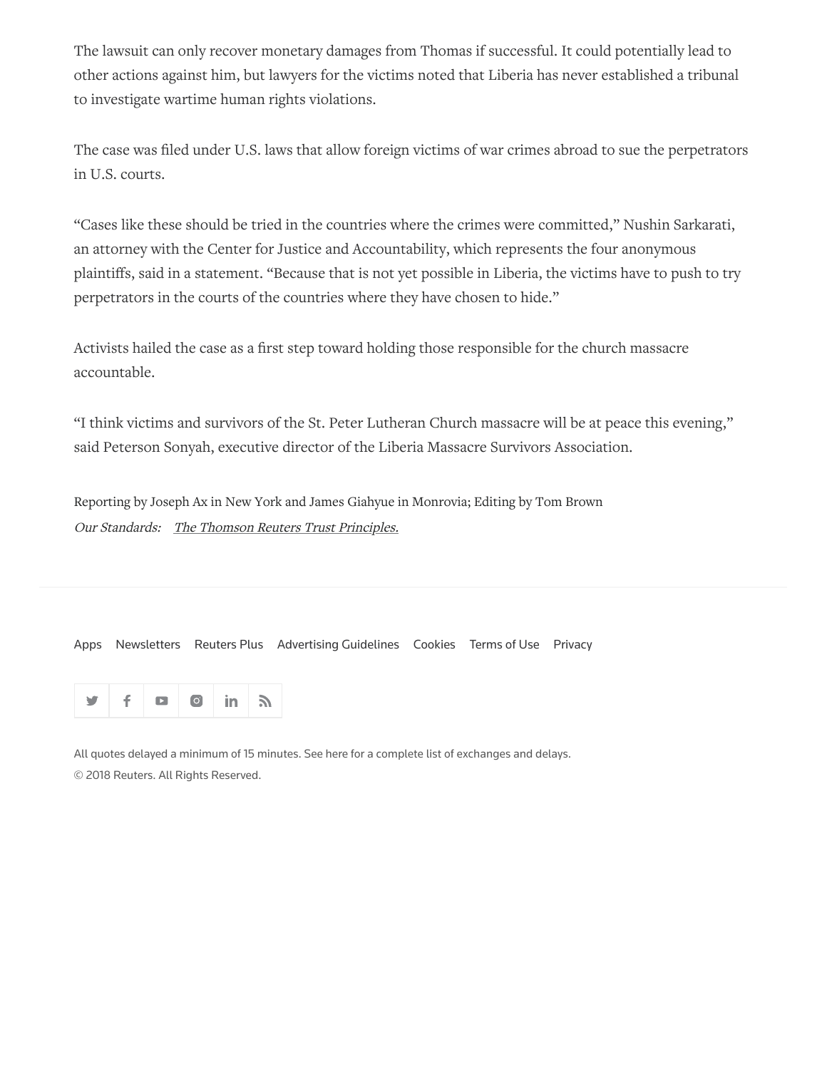The lawsuit can only recover monetary damages from Thomas if successful. It could potentially lead to other actions against him, but lawyers for the victims noted that Liberia has never established a tribunal to investigate wartime human rights violations.

The case was filed under U.S. laws that allow foreign victims of war crimes abroad to sue the perpetrators in U.S. courts.

"Cases like these should be tried in the countries where the crimes were committed," Nushin Sarkarati, an attorney with the Center for Justice and Accountability, which represents the four anonymous plaintiffs, said in a statement. "Because that is not yet possible in Liberia, the victims have to push to try perpetrators in the courts of the countries where they have chosen to hide."

Activists hailed the case as a first step toward holding those responsible for the church massacre accountable.

"I think victims and survivors of the St. Peter Lutheran Church massacre will be at peace this evening," said Peterson Sonyah, executive director of the Liberia Massacre Survivors Association.

Reporting by Joseph Ax in New York and James Giahyue in Monrovia; Editing by Tom Brown

*Our Standards:* *The Thomson Reuters Trust Principles.*

Apps Newsletters Reuters Plus Advertising Guidelines Cookies Terms of Use Privacy

All quotes delayed a minimum of 15 minutes. See here for a complete list of exchanges and delays.

© 2018 Reuters. All Rights Reserved.